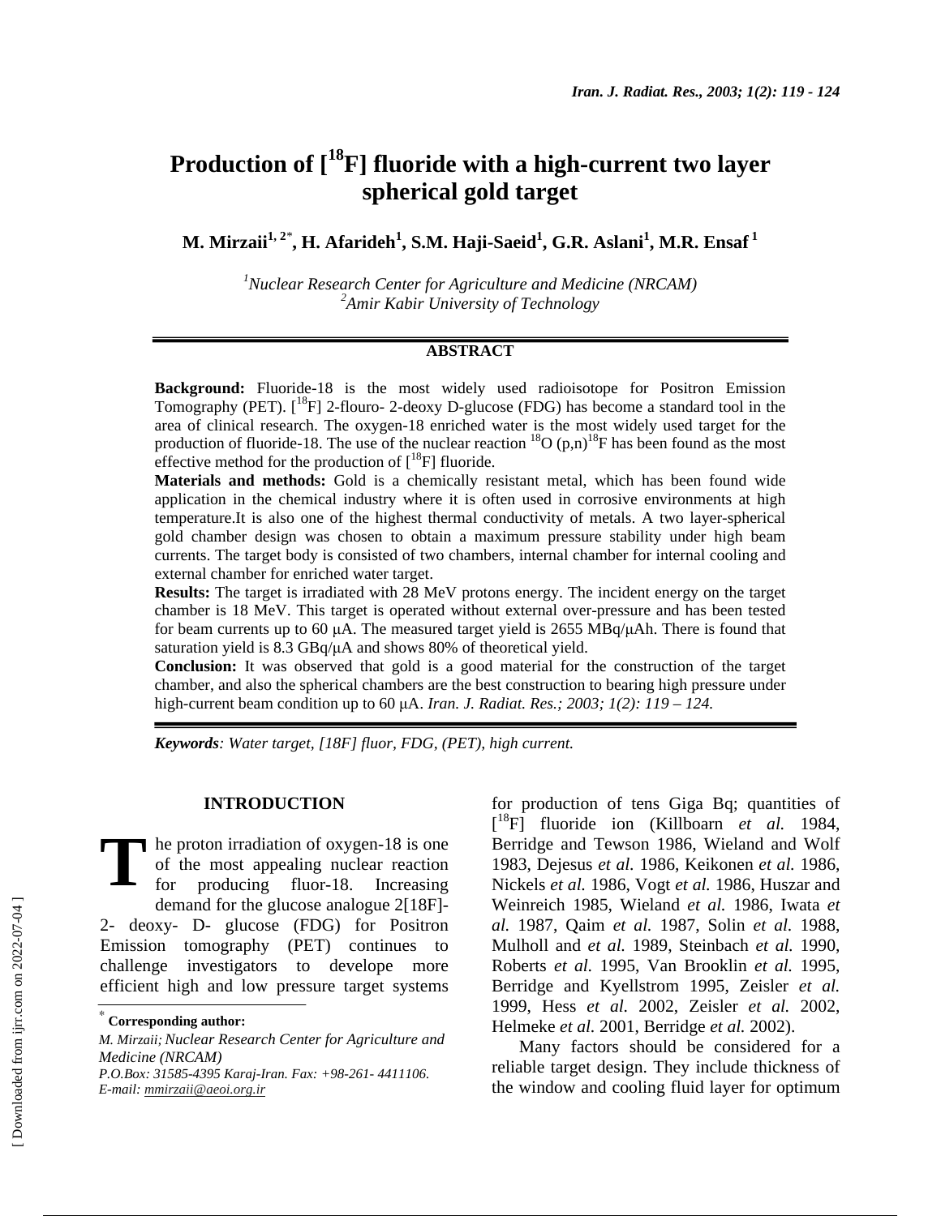# Production of [$^{18}$F] fluoride with a high-current two layer spherical gold target

**M. Mirzaii[1, 2*], H. Afarideh[1], S.M. Haji-Saeid[1], G.R. Aslani[1], M.R. Ensaf[1]**

*[1]Nuclear Research Center for Agriculture and Medicine (NRCAM)*
*[2]Amir Kabir University of Technology*

## ABSTRACT

**Background:** Fluoride-18 is the most widely used radioisotope for Positron Emission Tomography (PET). [$^{18}$F] 2-flouro- 2-deoxy D-glucose (FDG) has become a standard tool in the area of clinical research. The oxygen-18 enriched water is the most widely used target for the production of fluoride-18. The use of the nuclear reaction $^{18}$O (p,n)$^{18}$F has been found as the most effective method for the production of [$^{18}$F] fluoride.

**Materials and methods:** Gold is a chemically resistant metal, which has been found wide application in the chemical industry where it is often used in corrosive environments at high temperature.It is also one of the highest thermal conductivity of metals. A two layer-spherical gold chamber design was chosen to obtain a maximum pressure stability under high beam currents. The target body is consisted of two chambers, internal chamber for internal cooling and external chamber for enriched water target.

**Results:** The target is irradiated with 28 MeV protons energy. The incident energy on the target chamber is 18 MeV. This target is operated without external over-pressure and has been tested for beam currents up to 60 μA. The measured target yield is 2655 MBq/μAh. There is found that saturation yield is 8.3 GBq/μA and shows 80% of theoretical yield.

**Conclusion:** It was observed that gold is a good material for the construction of the target chamber, and also the spherical chambers are the best construction to bearing high pressure under high-current beam condition up to 60 μA. *Iran. J. Radiat. Res.; 2003; 1(2): 119 – 124.*

***Keywords****: Water target, [18F] fluor, FDG, (PET), high current.*

## INTRODUCTION

The proton irradiation of oxygen-18 is one of the most appealing nuclear reaction for producing fluor-18. Increasing demand for the glucose analogue 2[18F]-2- deoxy- D- glucose (FDG) for Positron Emission tomography (PET) continues to challenge investigators to develope more efficient high and low pressure target systems for production of tens Giga Bq; quantities of [$^{18}$F] fluoride ion (Killboarn *et al.* 1984, Berridge and Tewson 1986, Wieland and Wolf 1983, Dejesus *et al.* 1986, Keikonen *et al.* 1986, Nickels *et al.* 1986, Vogt *et al.* 1986, Huszar and Weinreich 1985, Wieland *et al.* 1986, Iwata *et al.* 1987, Qaim *et al.* 1987, Solin *et al.* 1988, Mulholl and *et al.* 1989, Steinbach *et al.* 1990, Roberts *et al.* 1995, Van Brooklin *et al.* 1995, Berridge and Kyellstrom 1995, Zeisler *et al.* 1999, Hess *et al.* 2002, Zeisler *et al.* 2002, Helmeke *et al.* 2001, Berridge *et al.* 2002).

Many factors should be considered for a reliable target design. They include thickness of the window and cooling fluid layer for optimum

---

* **Corresponding author:**
*M. Mirzaii; Nuclear Research Center for Agriculture and Medicine (NRCAM)*
*P.O.Box: 31585-4395 Karaj-Iran. Fax: +98-261- 4411106.*
*E-mail: mmirzaii@aeoi.org.ir*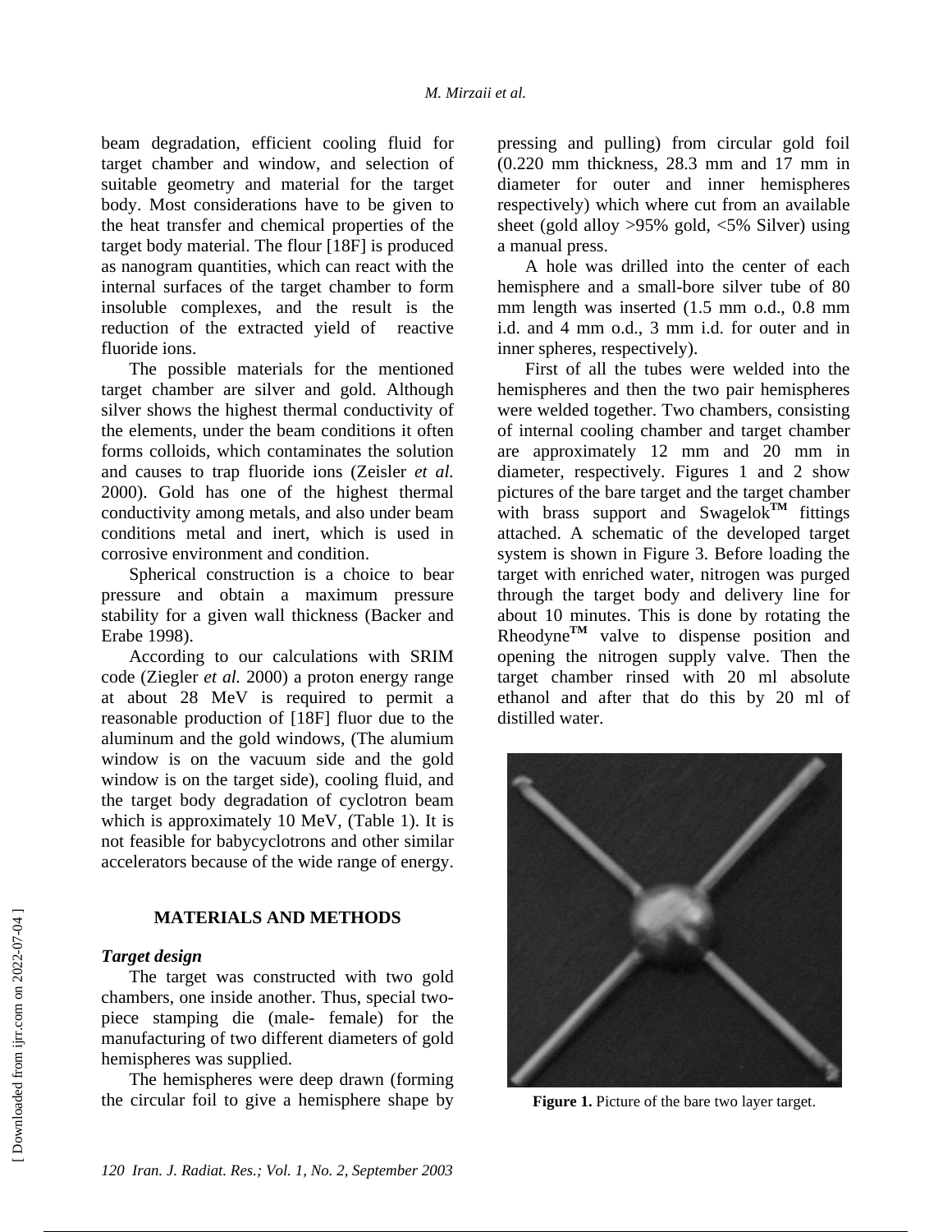beam degradation, efficient cooling fluid for target chamber and window, and selection of suitable geometry and material for the target body. Most considerations have to be given to the heat transfer and chemical properties of the target body material. The flour [18F] is produced as nanogram quantities, which can react with the internal surfaces of the target chamber to form insoluble complexes, and the result is the reduction of the extracted yield of reactive fluoride ions.

The possible materials for the mentioned target chamber are silver and gold. Although silver shows the highest thermal conductivity of the elements, under the beam conditions it often forms colloids, which contaminates the solution and causes to trap fluoride ions (Zeisler *et al.* 2000). Gold has one of the highest thermal conductivity among metals, and also under beam conditions metal and inert, which is used in corrosive environment and condition.

Spherical construction is a choice to bear pressure and obtain a maximum pressure stability for a given wall thickness (Backer and Erabe 1998).

According to our calculations with SRIM code (Ziegler *et al.* 2000) a proton energy range at about 28 MeV is required to permit a reasonable production of [18F] fluor due to the aluminum and the gold windows, (The alumium window is on the vacuum side and the gold window is on the target side), cooling fluid, and the target body degradation of cyclotron beam which is approximately 10 MeV, (Table 1). It is not feasible for babycyclotrons and other similar accelerators because of the wide range of energy.

## MATERIALS AND METHODS

### *Target design*

The target was constructed with two gold chambers, one inside another. Thus, special two-piece stamping die (male- female) for the manufacturing of two different diameters of gold hemispheres was supplied.

The hemispheres were deep drawn (forming the circular foil to give a hemisphere shape by pressing and pulling) from circular gold foil (0.220 mm thickness, 28.3 mm and 17 mm in diameter for outer and inner hemispheres respectively) which where cut from an available sheet (gold alloy >95% gold, <5% Silver) using a manual press.

A hole was drilled into the center of each hemisphere and a small-bore silver tube of 80 mm length was inserted (1.5 mm o.d., 0.8 mm i.d. and 4 mm o.d., 3 mm i.d. for outer and in inner spheres, respectively).

First of all the tubes were welded into the hemispheres and then the two pair hemispheres were welded together. Two chambers, consisting of internal cooling chamber and target chamber are approximately 12 mm and 20 mm in diameter, respectively. Figures 1 and 2 show pictures of the bare target and the target chamber with brass support and Swagelok™ fittings attached. A schematic of the developed target system is shown in Figure 3. Before loading the target with enriched water, nitrogen was purged through the target body and delivery line for about 10 minutes. This is done by rotating the Rheodyne™ valve to dispense position and opening the nitrogen supply valve. Then the target chamber rinsed with 20 ml absolute ethanol and after that do this by 20 ml of distilled water.

**Figure 1.** Picture of the bare two layer target.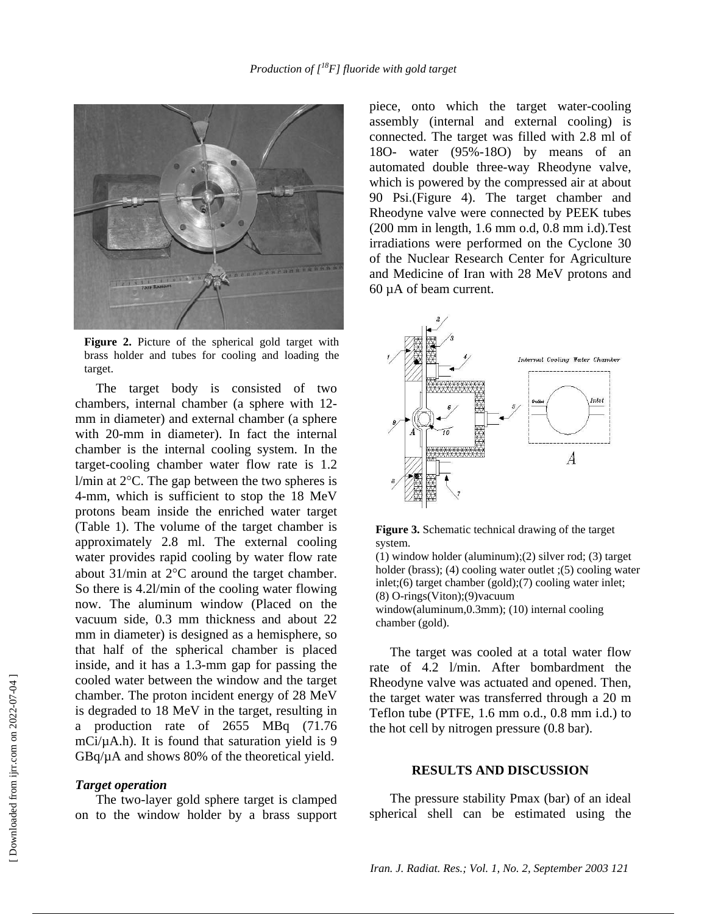**Figure 2.** Picture of the spherical gold target with brass holder and tubes for cooling and loading the target.

The target body is consisted of two chambers, internal chamber (a sphere with 12-mm in diameter) and external chamber (a sphere with 20-mm in diameter). In fact the internal chamber is the internal cooling system. In the target-cooling chamber water flow rate is 1.2 l/min at 2°C. The gap between the two spheres is 4-mm, which is sufficient to stop the 18 MeV protons beam inside the enriched water target (Table 1). The volume of the target chamber is approximately 2.8 ml. The external cooling water provides rapid cooling by water flow rate about 31/min at 2°C around the target chamber. So there is 4.2l/min of the cooling water flowing now. The aluminum window (Placed on the vacuum side, 0.3 mm thickness and about 22 mm in diameter) is designed as a hemisphere, so that half of the spherical chamber is placed inside, and it has a 1.3-mm gap for passing the cooled water between the window and the target chamber. The proton incident energy of 28 MeV is degraded to 18 MeV in the target, resulting in a production rate of 2655 MBq (71.76 mCi/µA.h). It is found that saturation yield is 9 GBq/µA and shows 80% of the theoretical yield.

### *Target operation*

The two-layer gold sphere target is clamped on to the window holder by a brass support piece, onto which the target water-cooling assembly (internal and external cooling) is connected. The target was filled with 2.8 ml of 18O- water (95%-18O) by means of an automated double three-way Rheodyne valve, which is powered by the compressed air at about 90 Psi.(Figure 4). The target chamber and Rheodyne valve were connected by PEEK tubes (200 mm in length, 1.6 mm o.d, 0.8 mm i.d).Test irradiations were performed on the Cyclone 30 of the Nuclear Research Center for Agriculture and Medicine of Iran with 28 MeV protons and 60 µA of beam current.

**Figure 3.** Schematic technical drawing of the target system.
(1) window holder (aluminum);(2) silver rod; (3) target holder (brass); (4) cooling water outlet ;(5) cooling water inlet;(6) target chamber (gold);(7) cooling water inlet; (8) O-rings(Viton);(9)vacuum window(aluminum,0.3mm); (10) internal cooling chamber (gold).

The target was cooled at a total water flow rate of 4.2 l/min. After bombardment the Rheodyne valve was actuated and opened. Then, the target water was transferred through a 20 m Teflon tube (PTFE, 1.6 mm o.d., 0.8 mm i.d.) to the hot cell by nitrogen pressure (0.8 bar).

## RESULTS AND DISCUSSION

The pressure stability Pmax (bar) of an ideal spherical shell can be estimated using the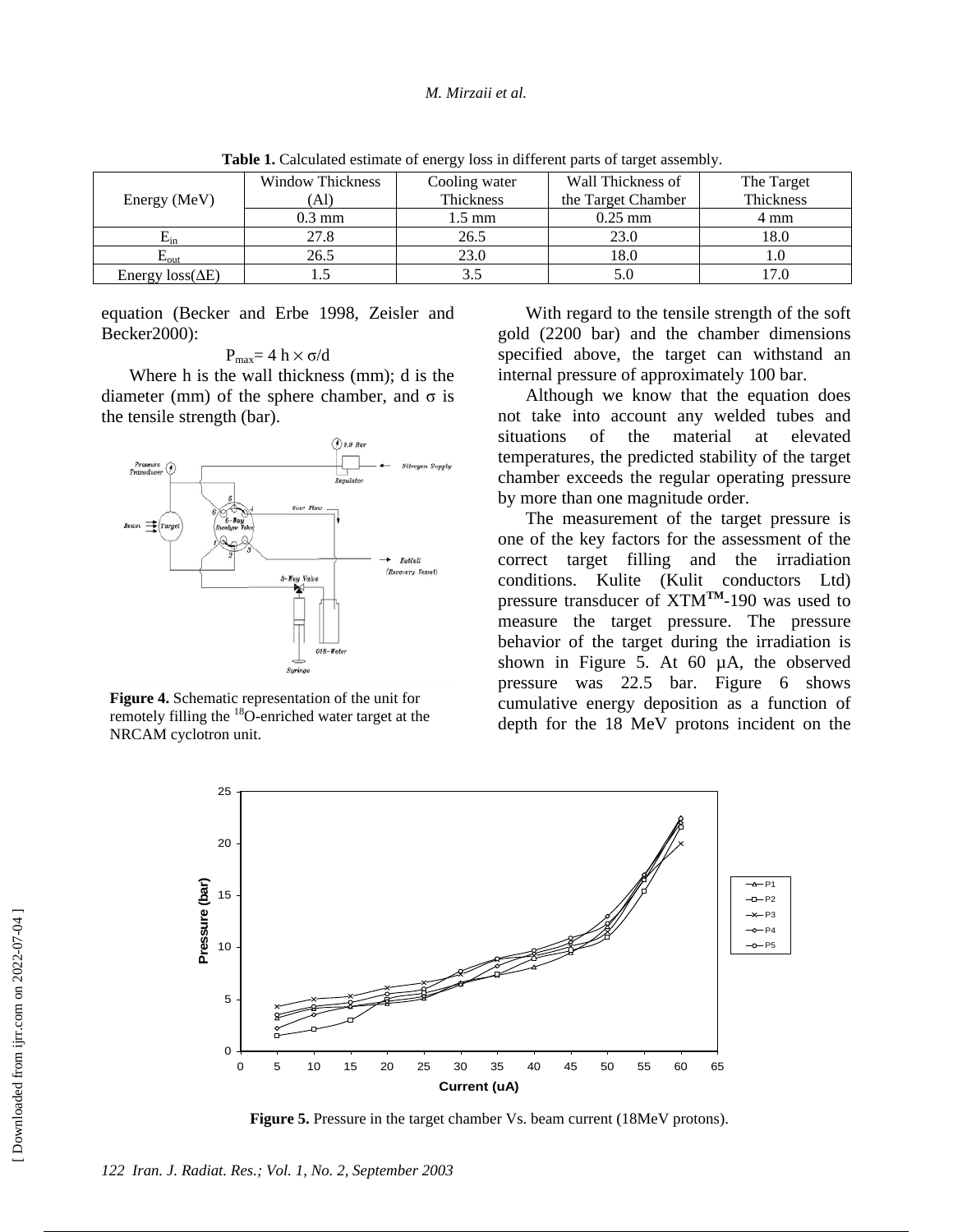**Table 1.** Calculated estimate of energy loss in different parts of target assembly.

| Energy (MeV) | Window Thickness (Al) | Cooling water Thickness | Wall Thickness of the Target Chamber | The Target Thickness |
|---|---|---|---|---|
| | 0.3 mm | 1.5 mm | 0.25 mm | 4 mm |
| $E_{in}$ | 27.8 | 26.5 | 23.0 | 18.0 |
| $E_{out}$ | 26.5 | 23.0 | 18.0 | 1.0 |
| Energy loss($\Delta$E) | 1.5 | 3.5 | 5.0 | 17.0 |

equation (Becker and Erbe 1998, Zeisler and Becker2000):

$$P_{max} = 4\, h \times \sigma / d$$

Where h is the wall thickness (mm); d is the diameter (mm) of the sphere chamber, and σ is the tensile strength (bar).

**Figure 4.** Schematic representation of the unit for remotely filling the $^{18}O$-enriched water target at the NRCAM cyclotron unit.

With regard to the tensile strength of the soft gold (2200 bar) and the chamber dimensions specified above, the target can withstand an internal pressure of approximately 100 bar.

Although we know that the equation does not take into account any welded tubes and situations of the material at elevated temperatures, the predicted stability of the target chamber exceeds the regular operating pressure by more than one magnitude order.

The measurement of the target pressure is one of the key factors for the assessment of the correct target filling and the irradiation conditions. Kulite (Kulit conductors Ltd) pressure transducer of XTM™-190 was used to measure the target pressure. The pressure behavior of the target during the irradiation is shown in Figure 5. At 60 µA, the observed pressure was 22.5 bar. Figure 6 shows cumulative energy deposition as a function of depth for the 18 MeV protons incident on the

**Figure 5.** Pressure in the target chamber Vs. beam current (18MeV protons).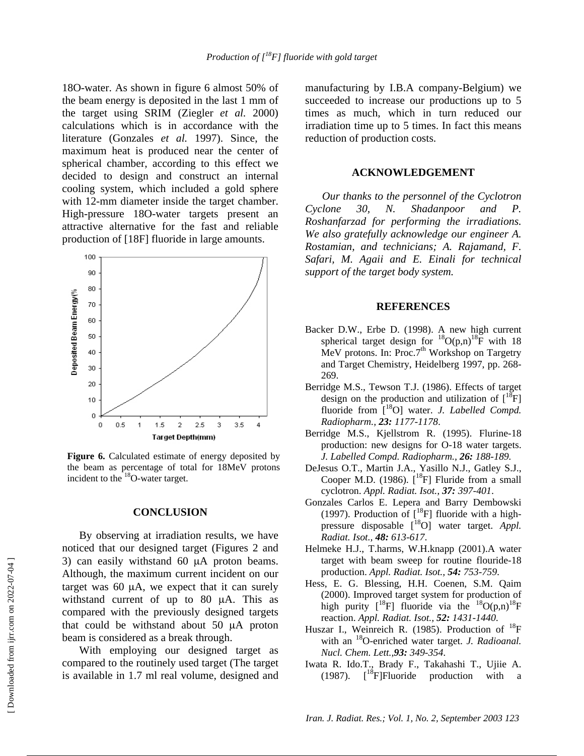18O-water. As shown in figure 6 almost 50% of the beam energy is deposited in the last 1 mm of the target using SRIM (Ziegler *et al.* 2000) calculations which is in accordance with the literature (Gonzales *et al.* 1997). Since, the maximum heat is produced near the center of spherical chamber, according to this effect we decided to design and construct an internal cooling system, which included a gold sphere with 12-mm diameter inside the target chamber. High-pressure 18O-water targets present an attractive alternative for the fast and reliable production of [18F] fluoride in large amounts.

**Figure 6.** Calculated estimate of energy deposited by the beam as percentage of total for 18MeV protons incident to the $^{18}O$-water target.

## CONCLUSION

By observing at irradiation results, we have noticed that our designed target (Figures 2 and 3) can easily withstand 60 μA proton beams. Although, the maximum current incident on our target was 60 μA, we expect that it can surely withstand current of up to 80 μA. This as compared with the previously designed targets that could be withstand about 50 μA proton beam is considered as a break through.

With employing our designed target as compared to the routinely used target (The target is available in 1.7 ml real volume, designed and manufacturing by I.B.A company-Belgium) we succeeded to increase our productions up to 5 times as much, which in turn reduced our irradiation time up to 5 times. In fact this means reduction of production costs.

## ACKNOWLEDGEMENT

*Our thanks to the personnel of the Cyclotron Cyclone 30, N. Shadanpoor and P. Roshanfarzad for performing the irradiations. We also gratefully acknowledge our engineer A. Rostamian, and technicians; A. Rajamand, F. Safari, M. Agaii and E. Einali for technical support of the target body system.*

## REFERENCES

Backer D.W., Erbe D. (1998). A new high current spherical target design for $^{18}O(p,n)^{18}F$ with 18 MeV protons. In: Proc.7th Workshop on Targetry and Target Chemistry, Heidelberg 1997, pp. 268-269.

Berridge M.S., Tewson T.J. (1986). Effects of target design on the production and utilization of [$^{18}F$] fluoride from [$^{18}O$] water. *J. Labelled Compd. Radiopharm.*, ***23:** 1177-1178*.

Berridge M.S., Kjellstrom R. (1995). Flurine-18 production: new designs for O-18 water targets. *J. Labelled Compd. Radiopharm.*, ***26:** 188-189.*

DeJesus O.T., Martin J.A., Yasillo N.J., Gatley S.J., Cooper M.D. (1986). [$^{18}F$] Fluride from a small cyclotron. *Appl. Radiat. Isot.*, ***37:** 397-401*.

Gonzales Carlos E. Lepera and Barry Dembowski (1997). Production of [$^{18}F$] fluoride with a high-pressure disposable [$^{18}O$] water target. *Appl. Radiat. Isot.*, ***48:** 613-617*.

Helmeke H.J., T.harms, W.H.knapp (2001).A water target with beam sweep for routine flouride-18 production. *Appl. Radiat. Isot.*, ***54:** 753-759*.

Hess, E. G. Blessing, H.H. Coenen, S.M. Qaim (2000). Improved target system for production of high purity [$^{18}F$] fluoride via the $^{18}O(p,n)^{18}F$ reaction. *Appl. Radiat. Isot.*, ***52:** 1431-1440*.

Huszar I., Weinreich R. (1985). Production of $^{18}F$ with an $^{18}O$-enriched water target. *J. Radioanal. Nucl. Chem. Lett.*,***93:** 349-354*.

Iwata R. Ido.T., Brady F., Takahashi T., Ujiie A. (1987). [$^{18}F$]Fluoride production with a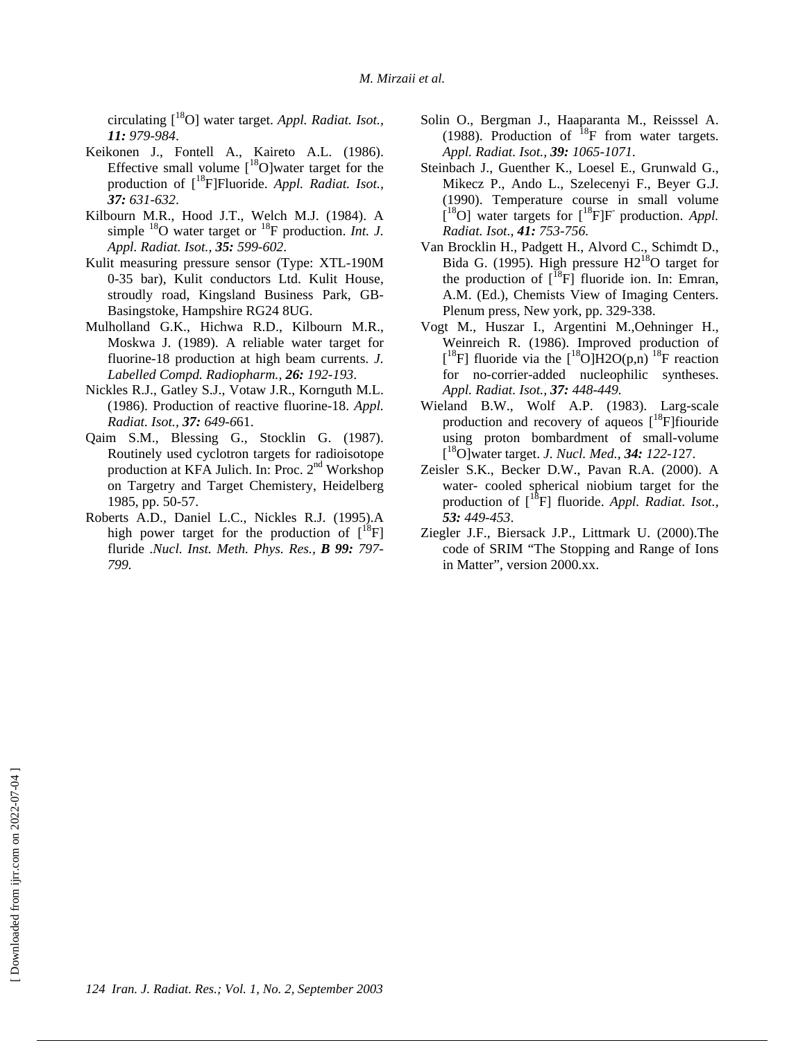circulating [$^{18}$O] water target. *Appl. Radiat. Isot.*, ***11:** 979-984*.

Keikonen J., Fontell A., Kaireto A.L. (1986). Effective small volume [$^{18}$O]water target for the production of [$^{18}$F]Fluoride. *Appl. Radiat. Isot.*, ***37:** 631-632*.

Kilbourn M.R., Hood J.T., Welch M.J. (1984). A simple $^{18}$O water target or $^{18}$F production. *Int. J. Appl. Radiat. Isot.*, ***35:** 599-602*.

Kulit measuring pressure sensor (Type: XTL-190M 0-35 bar), Kulit conductors Ltd. Kulit House, stroudly road, Kingsland Business Park, GB-Basingstoke, Hampshire RG24 8UG.

Mulholland G.K., Hichwa R.D., Kilbourn M.R., Moskwa J. (1989). A reliable water target for fluorine-18 production at high beam currents. *J. Labelled Compd. Radiopharm.*, ***26:** 192-193*.

Nickles R.J., Gatley S.J., Votaw J.R., Kornguth M.L. (1986). Production of reactive fluorine-18. *Appl. Radiat. Isot.*, ***37:** 649-6*61.

Qaim S.M., Blessing G., Stocklin G. (1987). Routinely used cyclotron targets for radioisotope production at KFA Julich. In: Proc. 2$^{nd}$ Workshop on Targetry and Target Chemistery, Heidelberg 1985, pp. 50-57.

Roberts A.D., Daniel L.C., Nickles R.J. (1995).A high power target for the production of [$^{18}$F] fluride .*Nucl. Inst. Meth. Phys. Res.*, ***B 99:** 797-799.*

Solin O., Bergman J., Haaparanta M., Reisssel A. (1988). Production of $^{18}$F from water targets. *Appl. Radiat. Isot.*, ***39:** 1065-1071*.

Steinbach J., Guenther K., Loesel E., Grunwald G., Mikecz P., Ando L., Szelecenyi F., Beyer G.J. (1990). Temperature course in small volume [$^{18}$O] water targets for [$^{18}$F]$F^{-}$ production. *Appl. Radiat. Isot.*, ***41:** 753-756.*

Van Brocklin H., Padgett H., Alvord C., Schimdt D., Bida G. (1995). High pressure $H2^{18}O$ target for the production of [$^{18}$F] fluoride ion. In: Emran, A.M. (Ed.), Chemists View of Imaging Centers. Plenum press, New york, pp. 329-338.

Vogt M., Huszar I., Argentini M.,Oehninger H., Weinreich R. (1986). Improved production of [$^{18}$F] fluoride via the [$^{18}$O]H2O(p,n) $^{18}$F reaction for no-corrier-added nucleophilic syntheses. *Appl. Radiat. Isot.*, ***37:** 448-449.*

Wieland B.W., Wolf A.P. (1983). Larg-scale production and recovery of aqueos [$^{18}$F]fiouride using proton bombardment of small-volume [$^{18}$O]water target. *J. Nucl. Med.*, ***34:** 122-1*27.

Zeisler S.K., Becker D.W., Pavan R.A. (2000). A water- cooled spherical niobium target for the production of [$^{18}$F] fluoride. *Appl. Radiat. Isot.*, ***53:** 449-453*.

Ziegler J.F., Biersack J.P., Littmark U. (2000).The code of SRIM “The Stopping and Range of Ions in Matter”, version 2000.xx.